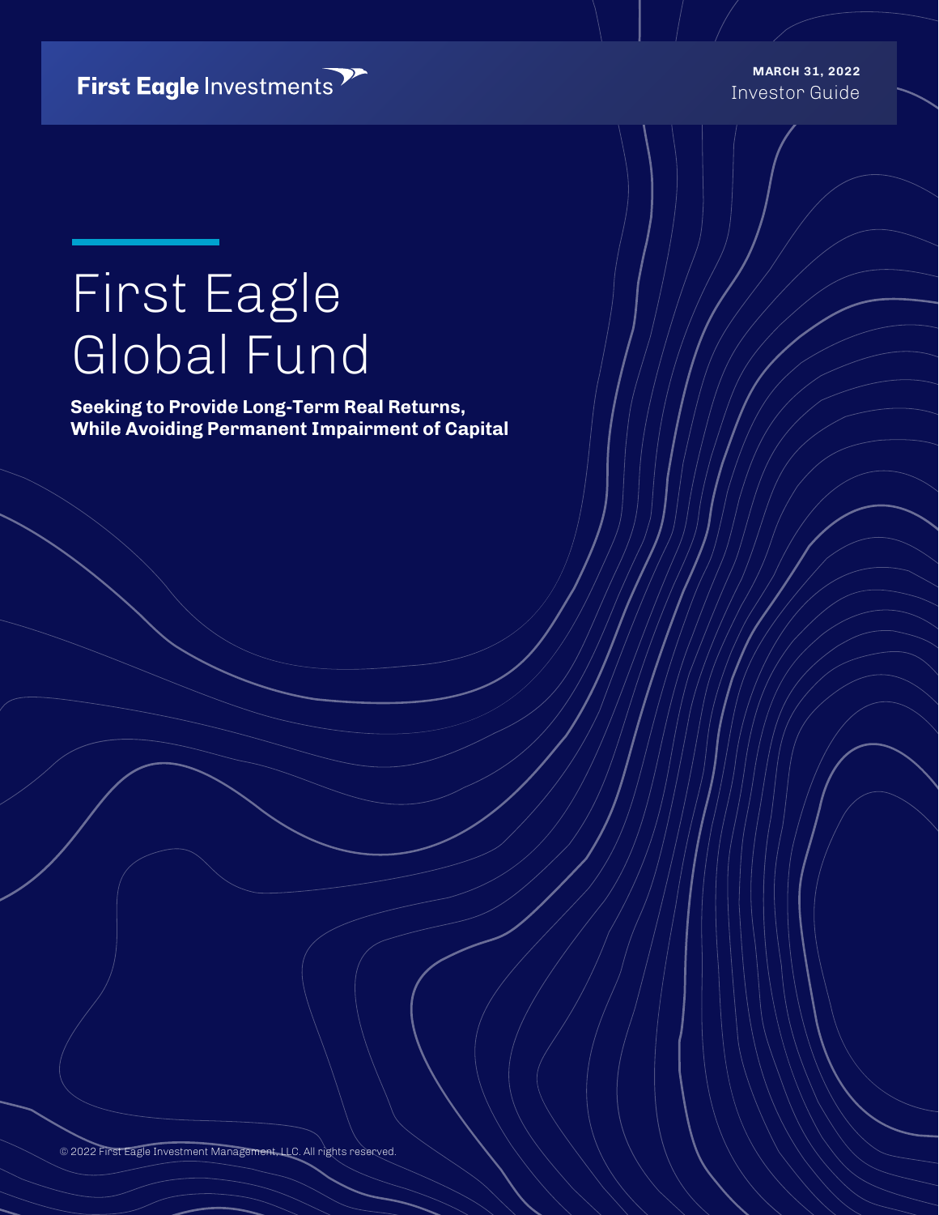First Eagle Investments

**MARCH 31, 2022**
Investor Guide

# First Eagle Global Fund

**Seeking to Provide Long-Term Real Returns, While Avoiding Permanent Impairment of Capital**

© 2022 First Eagle Investment Management, LLC. All rights reserved.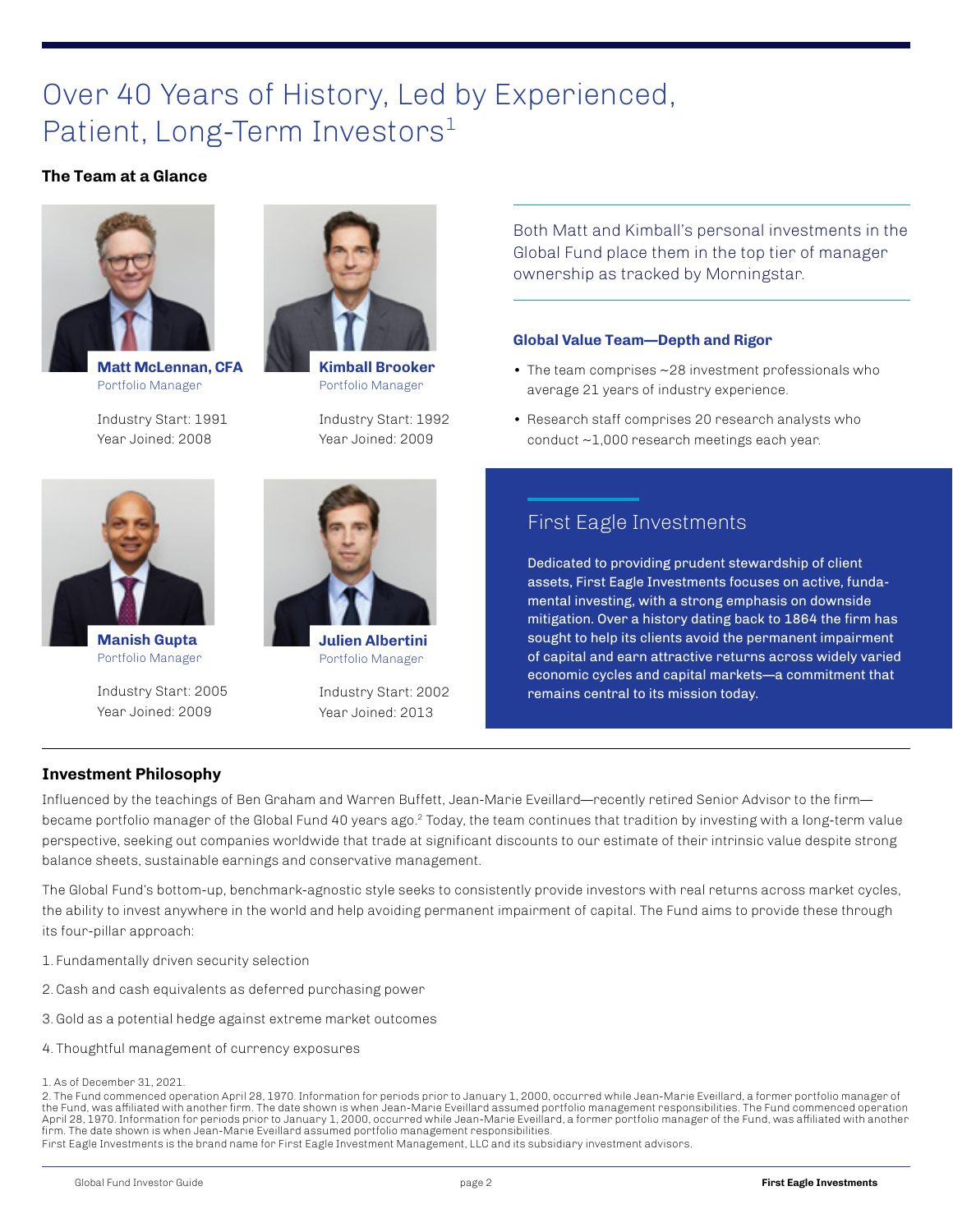# Over 40 Years of History, Led by Experienced, Patient, Long-Term Investors[1]

**The Team at a Glance**

**Matt McLennan, CFA**
Portfolio Manager

Industry Start: 1991
Year Joined: 2008

**Kimball Brooker**
Portfolio Manager

Industry Start: 1992
Year Joined: 2009

**Manish Gupta**
Portfolio Manager

Industry Start: 2005
Year Joined: 2009

**Julien Albertini**
Portfolio Manager

Industry Start: 2002
Year Joined: 2013

Both Matt and Kimball's personal investments in the Global Fund place them in the top tier of manager ownership as tracked by Morningstar.

### Global Value Team—Depth and Rigor

- The team comprises ~28 investment professionals who average 21 years of industry experience.
- Research staff comprises 20 research analysts who conduct ~1,000 research meetings each year.

## First Eagle Investments

Dedicated to providing prudent stewardship of client assets, First Eagle Investments focuses on active, fundamental investing, with a strong emphasis on downside mitigation. Over a history dating back to 1864 the firm has sought to help its clients avoid the permanent impairment of capital and earn attractive returns across widely varied economic cycles and capital markets—a commitment that remains central to its mission today.

### Investment Philosophy

Influenced by the teachings of Ben Graham and Warren Buffett, Jean-Marie Eveillard—recently retired Senior Advisor to the firm—became portfolio manager of the Global Fund 40 years ago.[2] Today, the team continues that tradition by investing with a long-term value perspective, seeking out companies worldwide that trade at significant discounts to our estimate of their intrinsic value despite strong balance sheets, sustainable earnings and conservative management.

The Global Fund's bottom-up, benchmark-agnostic style seeks to consistently provide investors with real returns across market cycles, the ability to invest anywhere in the world and help avoiding permanent impairment of capital. The Fund aims to provide these through its four-pillar approach:

1. Fundamentally driven security selection
2. Cash and cash equivalents as deferred purchasing power
3. Gold as a potential hedge against extreme market outcomes
4. Thoughtful management of currency exposures

1. As of December 31, 2021.
2. The Fund commenced operation April 28, 1970. Information for periods prior to January 1, 2000, occurred while Jean-Marie Eveillard, a former portfolio manager of the Fund, was affiliated with another firm. The date shown is when Jean-Marie Eveillard assumed portfolio management responsibilities. The Fund commenced operation April 28, 1970. Information for periods prior to January 1, 2000, occurred while Jean-Marie Eveillard, a former portfolio manager of the Fund, was affiliated with another firm. The date shown is when Jean-Marie Eveillard assumed portfolio management responsibilities.
First Eagle Investments is the brand name for First Eagle Investment Management, LLC and its subsidiary investment advisors.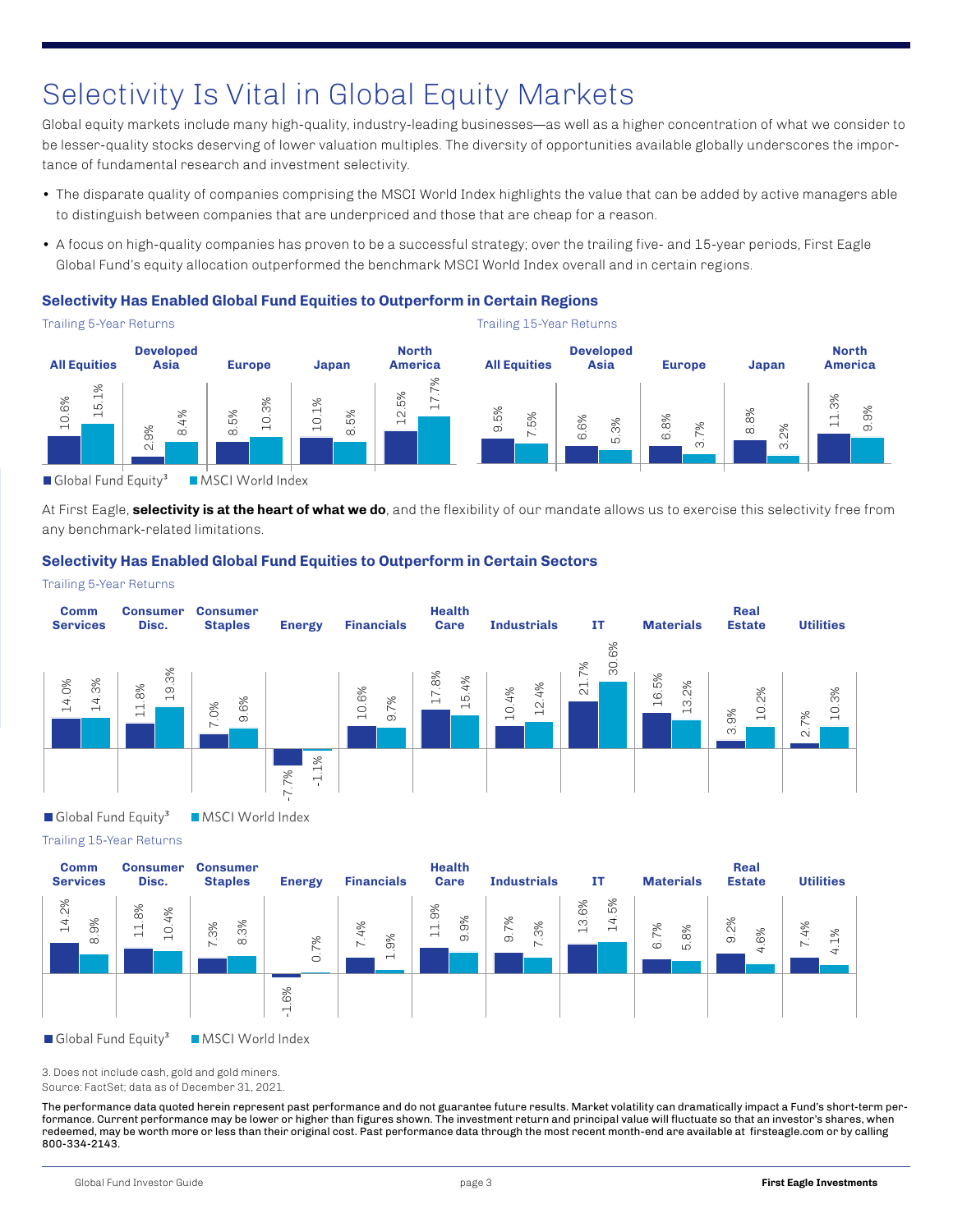# Selectivity Is Vital in Global Equity Markets

Global equity markets include many high-quality, industry-leading businesses—as well as a higher concentration of what we consider to be lesser-quality stocks deserving of lower valuation multiples. The diversity of opportunities available globally underscores the importance of fundamental research and investment selectivity.

- The disparate quality of companies comprising the MSCI World Index highlights the value that can be added by active managers able to distinguish between companies that are underpriced and those that are cheap for a reason.
- A focus on high-quality companies has proven to be a successful strategy; over the trailing five- and 15-year periods, First Eagle Global Fund's equity allocation outperformed the benchmark MSCI World Index overall and in certain regions.

### Selectivity Has Enabled Global Fund Equities to Outperform in Certain Regions

Trailing 5-Year Returns

| | All Equities | Developed Asia | Europe | Japan | North America |
|---|---|---|---|---|---|
| Global Fund Equity[3] | 10.6% | 2.9% | 8.5% | 10.1% | 12.5% |
| MSCI World Index | 15.1% | 8.4% | 10.3% | 8.5% | 17.7% |

Trailing 15-Year Returns

| | All Equities | Developed Asia | Europe | Japan | North America |
|---|---|---|---|---|---|
| Global Fund Equity[3] | 9.5% | 6.6% | 6.8% | 8.8% | 11.3% |
| MSCI World Index | 7.5% | 5.3% | 3.7% | 3.2% | 9.9% |

At First Eagle, **selectivity is at the heart of what we do**, and the flexibility of our mandate allows us to exercise this selectivity free from any benchmark-related limitations.

### Selectivity Has Enabled Global Fund Equities to Outperform in Certain Sectors

Trailing 5-Year Returns

| | Comm Services | Consumer Disc. | Consumer Staples | Energy | Financials | Health Care | Industrials | IT | Materials | Real Estate | Utilities |
|---|---|---|---|---|---|---|---|---|---|---|---|
| Global Fund Equity[3] | 14.0% | 11.8% | 7.0% | -7.7% | 10.6% | 17.8% | 10.4% | 21.7% | 16.5% | 3.9% | 2.7% |
| MSCI World Index | 14.3% | 19.3% | 9.6% | -1.1% | 9.7% | 15.4% | 12.4% | 30.6% | 13.2% | 10.2% | 10.3% |

Trailing 15-Year Returns

| | Comm Services | Consumer Disc. | Consumer Staples | Energy | Financials | Health Care | Industrials | IT | Materials | Real Estate | Utilities |
|---|---|---|---|---|---|---|---|---|---|---|---|
| Global Fund Equity[3] | 14.2% | 11.8% | 7.3% | -1.6% | 7.4% | 11.9% | 9.7% | 13.6% | 6.7% | 9.2% | 7.4% |
| MSCI World Index | 8.9% | 10.4% | 8.3% | 0.7% | 1.9% | 9.9% | 7.3% | 14.5% | 5.8% | 4.6% | 4.1% |

3. Does not include cash, gold and gold miners.
Source: FactSet; data as of December 31, 2021.

**The performance data quoted herein represent past performance and do not guarantee future results. Market volatility can dramatically impact a Fund's short-term performance. Current performance may be lower or higher than figures shown. The investment return and principal value will fluctuate so that an investor's shares, when redeemed, may be worth more or less than their original cost. Past performance data through the most recent month-end are available at firsteagle.com or by calling 800-334-2143.**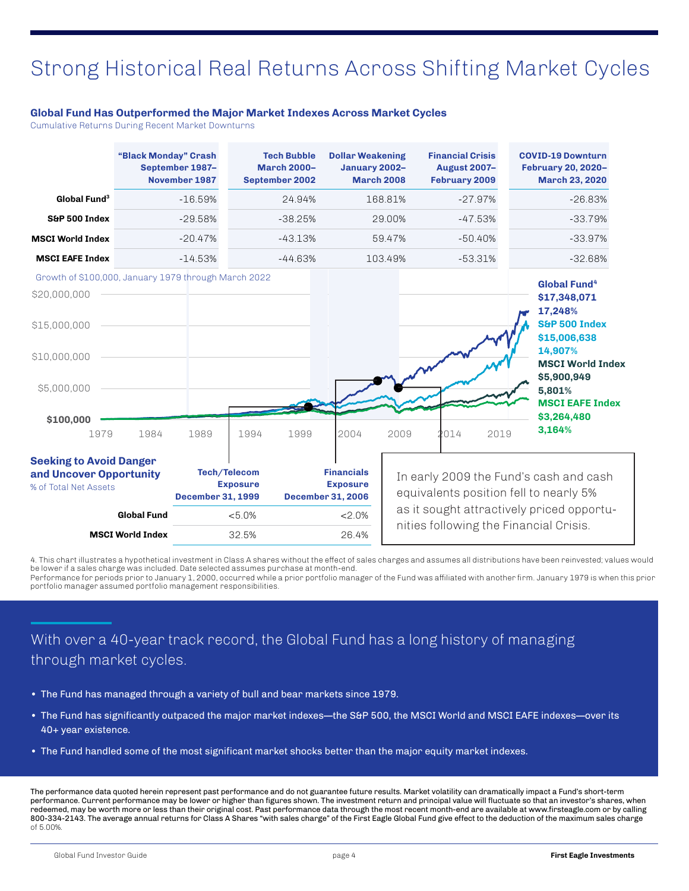# Strong Historical Real Returns Across Shifting Market Cycles

### Global Fund Has Outperformed the Major Market Indexes Across Market Cycles

Cumulative Returns During Recent Market Downturns

| | "Black Monday" Crash September 1987–November 1987 | Tech Bubble March 2000–September 2002 | Dollar Weakening January 2002–March 2008 | Financial Crisis August 2007–February 2009 | COVID-19 Downturn February 20, 2020–March 23, 2020 |
|---|---|---|---|---|---|
| **Global Fund[3]** | -16.59% | 24.94% | 168.81% | -27.97% | -26.83% |
| **S&P 500 Index** | -29.58% | -38.25% | 29.00% | -47.53% | -33.79% |
| **MSCI World Index** | -20.47% | -43.13% | 59.47% | -50.40% | -33.97% |
| **MSCI EAFE Index** | -14.53% | -44.63% | 103.49% | -53.31% | -32.68% |

Growth of $100,000, January 1979 through March 2022

- **Global Fund[4]** $17,348,071 17,248%
- **S&P 500 Index** $15,006,638 14,907%
- **MSCI World Index** $5,900,949 5,801%
- **MSCI EAFE Index** $3,264,480 3,164%

### Seeking to Avoid Danger and Uncover Opportunity

% of Total Net Assets

| | Tech/Telecom Exposure December 31, 1999 | Financials Exposure December 31, 2006 |
|---|---|---|
| **Global Fund** | <5.0% | <2.0% |
| **MSCI World Index** | 32.5% | 26.4% |

In early 2009 the Fund's cash and cash equivalents position fell to nearly 5% as it sought attractively priced opportunities following the Financial Crisis.

4. This chart illustrates a hypothetical investment in Class A shares without the effect of sales charges and assumes all distributions have been reinvested; values would be lower if a sales charge was included. Date selected assumes purchase at month-end.
Performance for periods prior to January 1, 2000, occurred while a prior portfolio manager of the Fund was affiliated with another firm. January 1979 is when this prior portfolio manager assumed portfolio management responsibilities.

## With over a 40-year track record, the Global Fund has a long history of managing through market cycles.

- The Fund has managed through a variety of bull and bear markets since 1979.
- The Fund has significantly outpaced the major market indexes—the S&P 500, the MSCI World and MSCI EAFE indexes—over its 40+ year existence.
- The Fund handled some of the most significant market shocks better than the major equity market indexes.

The performance data quoted herein represent past performance and do not guarantee future results. Market volatility can dramatically impact a Fund's short-term performance. Current performance may be lower or higher than figures shown. The investment return and principal value will fluctuate so that an investor's shares, when redeemed, may be worth more or less than their original cost. Past performance data through the most recent month-end are available at www.firsteagle.com or by calling 800-334-2143. The average annual returns for Class A Shares "with sales charge" of the First Eagle Global Fund give effect to the deduction of the maximum sales charge of 5.00%.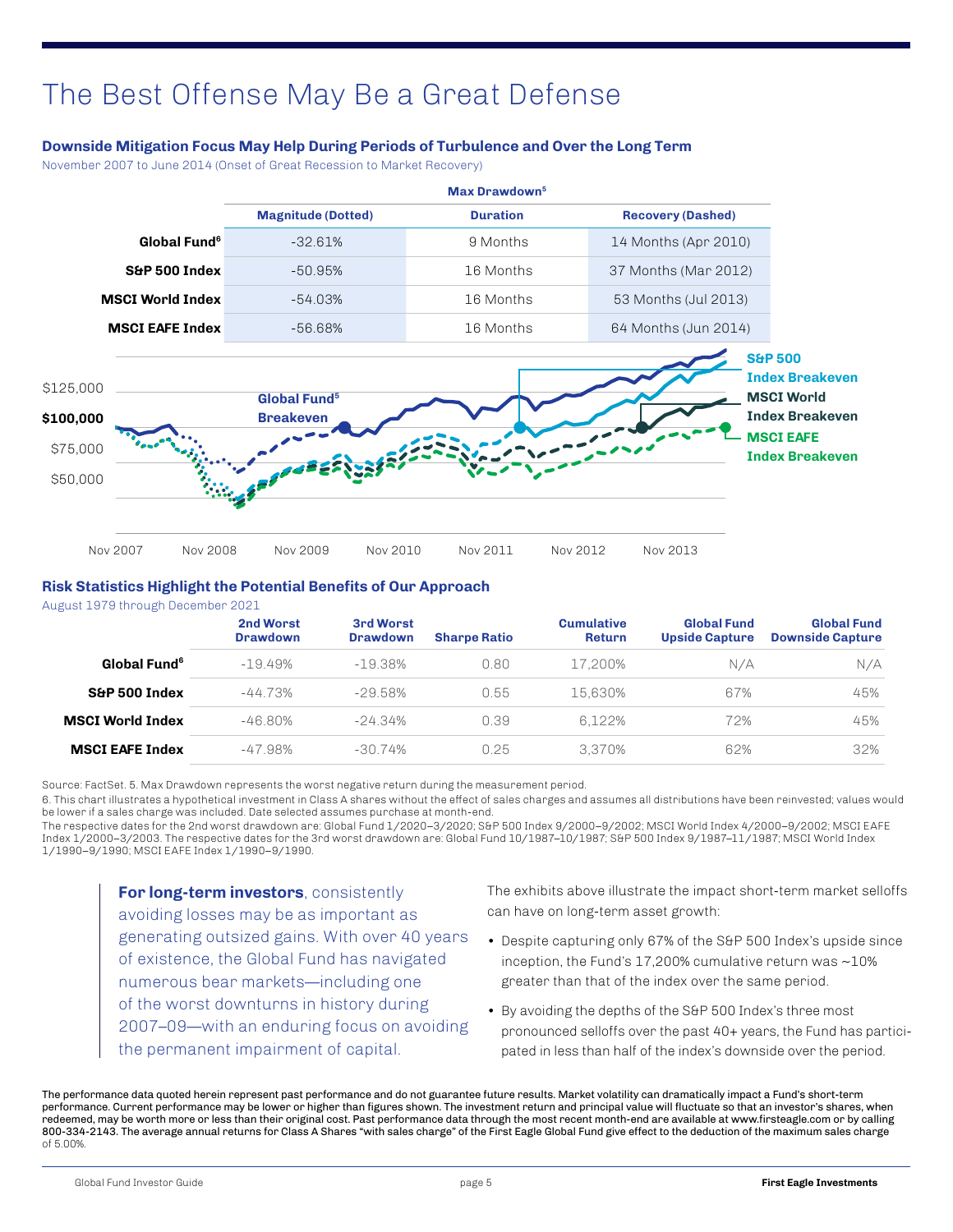# The Best Offense May Be a Great Defense

### Downside Mitigation Focus May Help During Periods of Turbulence and Over the Long Term

November 2007 to June 2014 (Onset of Great Recession to Market Recovery)

| | Max Drawdown[5] | | |
|---|---|---|---|
| | Magnitude (Dotted) | Duration | Recovery (Dashed) |
| **Global Fund[6]** | -32.61% | 9 Months | 14 Months (Apr 2010) |
| **S&P 500 Index** | -50.95% | 16 Months | 37 Months (Mar 2012) |
| **MSCI World Index** | -54.03% | 16 Months | 53 Months (Jul 2013) |
| **MSCI EAFE Index** | -56.68% | 16 Months | 64 Months (Jun 2014) |

$125,000 | $100,000 | $75,000 | $50,000

Global Fund[5] Breakeven · S&P 500 Index Breakeven · MSCI World Index Breakeven · MSCI EAFE Index Breakeven

Nov 2007 · Nov 2008 · Nov 2009 · Nov 2010 · Nov 2011 · Nov 2012 · Nov 2013

### Risk Statistics Highlight the Potential Benefits of Our Approach

August 1979 through December 2021

| | 2nd Worst Drawdown | 3rd Worst Drawdown | Sharpe Ratio | Cumulative Return | Global Fund Upside Capture | Global Fund Downside Capture |
|---|---|---|---|---|---|---|
| **Global Fund[6]** | -19.49% | -19.38% | 0.80 | 17,200% | N/A | N/A |
| **S&P 500 Index** | -44.73% | -29.58% | 0.55 | 15,630% | 67% | 45% |
| **MSCI World Index** | -46.80% | -24.34% | 0.39 | 6,122% | 72% | 45% |
| **MSCI EAFE Index** | -47.98% | -30.74% | 0.25 | 3,370% | 62% | 32% |

Source: FactSet. 5. Max Drawdown represents the worst negative return during the measurement period.

6. This chart illustrates a hypothetical investment in Class A shares without the effect of sales charges and assumes all distributions have been reinvested; values would be lower if a sales charge was included. Date selected assumes purchase at month-end.

The respective dates for the 2nd worst drawdown are: Global Fund 1/2020–3/2020; S&P 500 Index 9/2000–9/2002; MSCI World Index 4/2000–9/2002; MSCI EAFE Index 1/2000–3/2003. The respective dates for the 3rd worst drawdown are: Global Fund 10/1987–10/1987; S&P 500 Index 9/1987–11/1987; MSCI World Index 1/1990–9/1990; MSCI EAFE Index 1/1990–9/1990.

**For long-term investors**, consistently avoiding losses may be as important as generating outsized gains. With over 40 years of existence, the Global Fund has navigated numerous bear markets—including one of the worst downturns in history during 2007–09—with an enduring focus on avoiding the permanent impairment of capital.

The exhibits above illustrate the impact short-term market selloffs can have on long-term asset growth:

- Despite capturing only 67% of the S&P 500 Index's upside since inception, the Fund's 17,200% cumulative return was ~10% greater than that of the index over the same period.
- By avoiding the depths of the S&P 500 Index's three most pronounced selloffs over the past 40+ years, the Fund has participated in less than half of the index's downside over the period.

The performance data quoted herein represent past performance and do not guarantee future results. Market volatility can dramatically impact a Fund's short-term performance. Current performance may be lower or higher than figures shown. The investment return and principal value will fluctuate so that an investor's shares, when redeemed, may be worth more or less than their original cost. Past performance data through the most recent month-end are available at www.firsteagle.com or by calling 800-334-2143. The average annual returns for Class A Shares "with sales charge" of the First Eagle Global Fund give effect to the deduction of the maximum sales charge of 5.00%.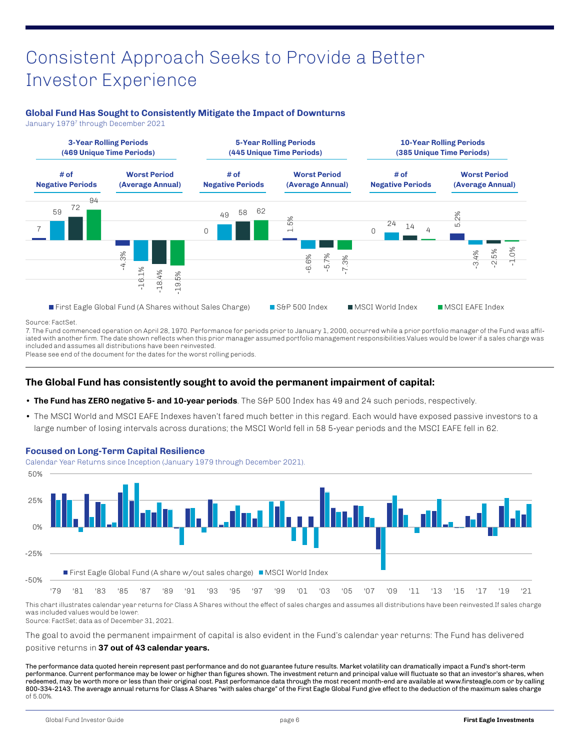# Consistent Approach Seeks to Provide a Better Investor Experience

### Global Fund Has Sought to Consistently Mitigate the Impact of Downturns

January 1979[7] through December 2021

| | 3-Year Rolling Periods (469 Unique Time Periods) | | 5-Year Rolling Periods (445 Unique Time Periods) | | 10-Year Rolling Periods (385 Unique Time Periods) | |
|---|---|---|---|---|---|---|
| | # of Negative Periods | Worst Period (Average Annual) | # of Negative Periods | Worst Period (Average Annual) | # of Negative Periods | Worst Period (Average Annual) |
| First Eagle Global Fund (A Shares without Sales Charge) | 7 | -4.3% | 0 | 1.5% | 0 | 5.2% |
| S&P 500 Index | 59 | -16.1% | 49 | -6.6% | 24 | -3.4% |
| MSCI World Index | 72 | -18.4% | 58 | -5.7% | 14 | -2.5% |
| MSCI EAFE Index | 94 | -19.5% | 62 | -7.3% | 4 | -1.0% |

Source: FactSet.

7. The Fund commenced operation on April 28, 1970. Performance for periods prior to January 1, 2000, occurred while a prior portfolio manager of the Fund was affiliated with another firm. The date shown reflects when this prior manager assumed portfolio management responsibilities.Values would be lower if a sales charge was included and assumes all distributions have been reinvested.

Please see end of the document for the dates for the worst rolling periods.

### The Global Fund has consistently sought to avoid the permanent impairment of capital:

- **The Fund has ZERO negative 5- and 10-year periods**. The S&P 500 Index has 49 and 24 such periods, respectively.
- The MSCI World and MSCI EAFE Indexes haven't fared much better in this regard. Each would have exposed passive investors to a large number of losing intervals across durations; the MSCI World fell in 58 5-year periods and the MSCI EAFE fell in 62.

### Focused on Long-Term Capital Resilience

Calendar Year Returns since Inception (January 1979 through December 2021).

First Eagle Global Fund (A share w/out sales charge) | MSCI World Index

This chart illustrates calendar year returns for Class A Shares without the effect of sales charges and assumes all distributions have been reinvested.If sales charge was included values would be lower.

Source: FactSet; data as of December 31, 2021.

The goal to avoid the permanent impairment of capital is also evident in the Fund's calendar year returns: The Fund has delivered positive returns in **37 out of 43 calendar years.**

The performance data quoted herein represent past performance and do not guarantee future results. Market volatility can dramatically impact a Fund's short-term performance. Current performance may be lower or higher than figures shown. The investment return and principal value will fluctuate so that an investor's shares, when redeemed, may be worth more or less than their original cost. Past performance data through the most recent month-end are available at www.firsteagle.com or by calling 800-334-2143. The average annual returns for Class A Shares "with sales charge" of the First Eagle Global Fund give effect to the deduction of the maximum sales charge of 5.00%.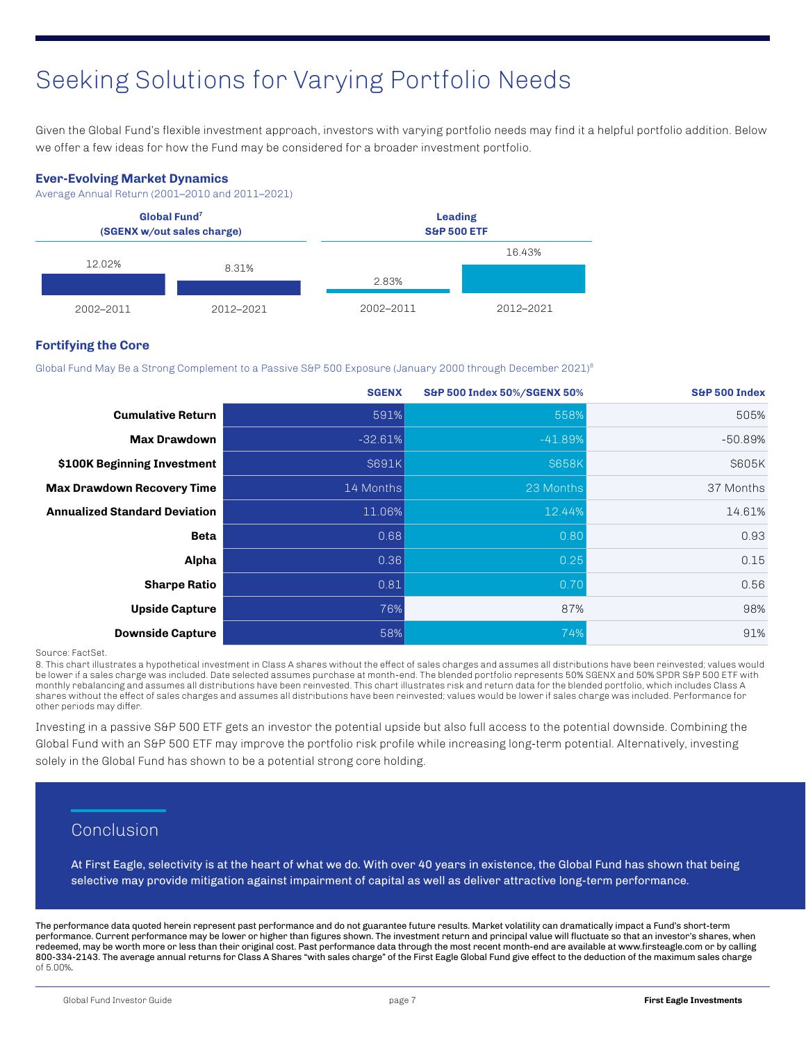# Seeking Solutions for Varying Portfolio Needs

Given the Global Fund's flexible investment approach, investors with varying portfolio needs may find it a helpful portfolio addition. Below we offer a few ideas for how the Fund may be considered for a broader investment portfolio.

### Ever-Evolving Market Dynamics

Average Annual Return (2001–2010 and 2011–2021)

| | Global Fund[7] (SGENX w/out sales charge) | Leading S&P 500 ETF |
|---|---|---|
| 2002–2011 | 12.02% | 2.83% |
| 2012–2021 | 8.31% | 16.43% |

### Fortifying the Core

Global Fund May Be a Strong Complement to a Passive S&P 500 Exposure (January 2000 through December 2021)[8]

| | SGENX | S&P 500 Index 50%/SGENX 50% | S&P 500 Index |
|---|---|---|---|
| **Cumulative Return** | 591% | 558% | 505% |
| **Max Drawdown** | -32.61% | -41.89% | -50.89% |
| **$100K Beginning Investment** | $691K | $658K | $605K |
| **Max Drawdown Recovery Time** | 14 Months | 23 Months | 37 Months |
| **Annualized Standard Deviation** | 11.06% | 12.44% | 14.61% |
| **Beta** | 0.68 | 0.80 | 0.93 |
| **Alpha** | 0.36 | 0.25 | 0.15 |
| **Sharpe Ratio** | 0.81 | 0.70 | 0.56 |
| **Upside Capture** | 76% | 87% | 98% |
| **Downside Capture** | 58% | 74% | 91% |

Source: FactSet.

8. This chart illustrates a hypothetical investment in Class A shares without the effect of sales charges and assumes all distributions have been reinvested; values would be lower if a sales charge was included. Date selected assumes purchase at month-end. The blended portfolio represents 50% SGENX and 50% SPDR S&P 500 ETF with monthly rebalancing and assumes all distributions have been reinvested. This chart illustrates risk and return data for the blended portfolio, which includes Class A shares without the effect of sales charges and assumes all distributions have been reinvested; values would be lower if sales charge was included. Performance for other periods may differ.

Investing in a passive S&P 500 ETF gets an investor the potential upside but also full access to the potential downside. Combining the Global Fund with an S&P 500 ETF may improve the portfolio risk profile while increasing long-term potential. Alternatively, investing solely in the Global Fund has shown to be a potential strong core holding.

## Conclusion

At First Eagle, selectivity is at the heart of what we do. With over 40 years in existence, the Global Fund has shown that being selective may provide mitigation against impairment of capital as well as deliver attractive long-term performance.

The performance data quoted herein represent past performance and do not guarantee future results. Market volatility can dramatically impact a Fund's short-term performance. Current performance may be lower or higher than figures shown. The investment return and principal value will fluctuate so that an investor's shares, when redeemed, may be worth more or less than their original cost. Past performance data through the most recent month-end are available at www.firsteagle.com or by calling 800-334-2143. The average annual returns for Class A Shares "with sales charge" of the First Eagle Global Fund give effect to the deduction of the maximum sales charge of 5.00%.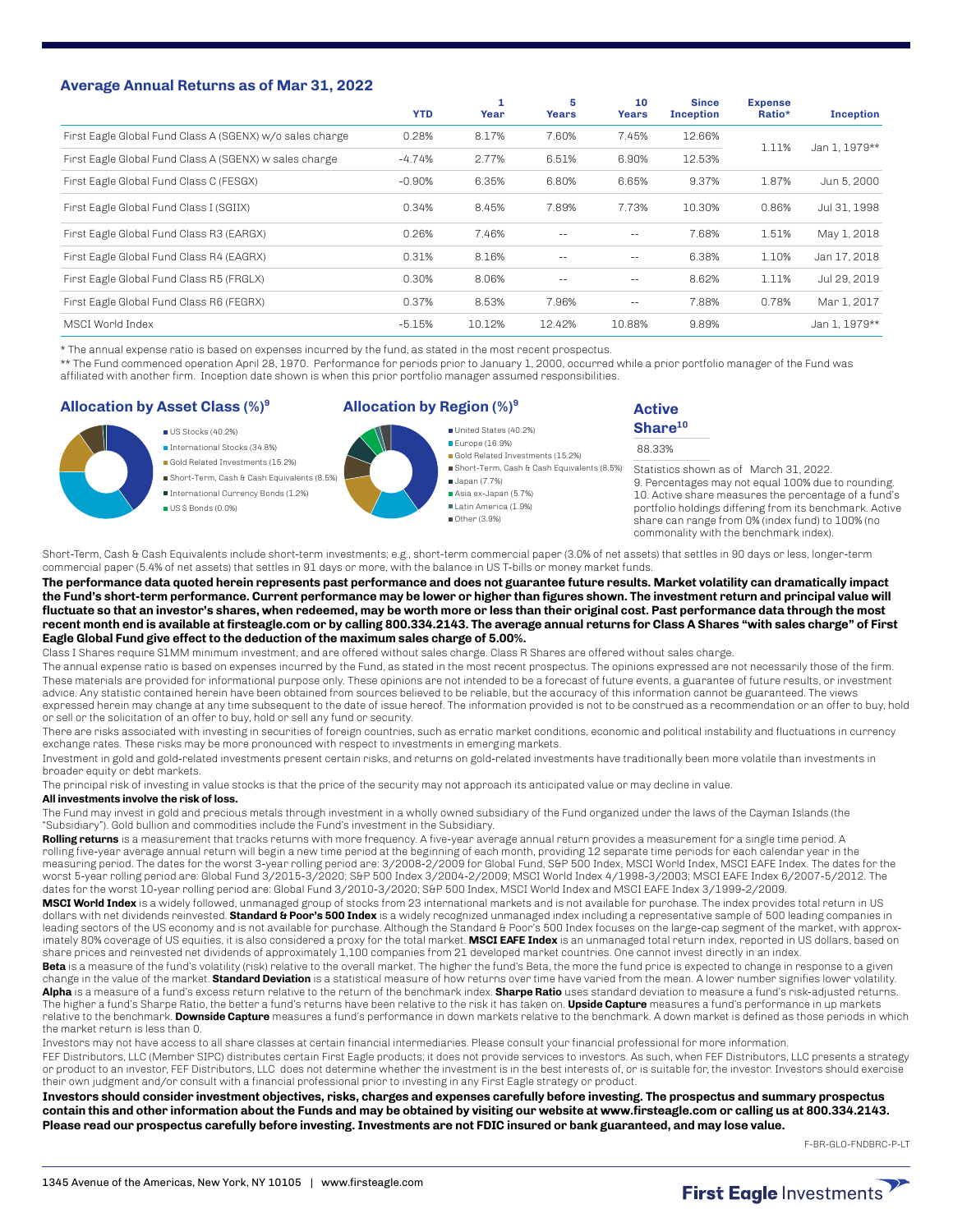## Average Annual Returns as of Mar 31, 2022

| | YTD | 1 Year | 5 Years | 10 Years | Since Inception | Expense Ratio* | Inception |
|---|---|---|---|---|---|---|---|
| First Eagle Global Fund Class A (SGENX) w/o sales charge | 0.28% | 8.17% | 7.60% | 7.45% | 12.66% | 1.11% | Jan 1, 1979** |
| First Eagle Global Fund Class A (SGENX) w sales charge | -4.74% | 2.77% | 6.51% | 6.90% | 12.53% | | |
| First Eagle Global Fund Class C (FESGX) | -0.90% | 6.35% | 6.80% | 6.65% | 9.37% | 1.87% | Jun 5, 2000 |
| First Eagle Global Fund Class I (SGIIX) | 0.34% | 8.45% | 7.89% | 7.73% | 10.30% | 0.86% | Jul 31, 1998 |
| First Eagle Global Fund Class R3 (EARGX) | 0.26% | 7.46% | -- | -- | 7.68% | 1.51% | May 1, 2018 |
| First Eagle Global Fund Class R4 (EAGRX) | 0.31% | 8.16% | -- | -- | 6.38% | 1.10% | Jan 17, 2018 |
| First Eagle Global Fund Class R5 (FRGLX) | 0.30% | 8.06% | -- | -- | 8.62% | 1.11% | Jul 29, 2019 |
| First Eagle Global Fund Class R6 (FEGRX) | 0.37% | 8.53% | 7.96% | -- | 7.88% | 0.78% | Mar 1, 2017 |
| MSCI World Index | -5.15% | 10.12% | 12.42% | 10.88% | 9.89% | | Jan 1, 1979** |

\* The annual expense ratio is based on expenses incurred by the fund, as stated in the most recent prospectus.

\*\* The Fund commenced operation April 28, 1970. Performance for periods prior to January 1, 2000, occurred while a prior portfolio manager of the Fund was affiliated with another firm. Inception date shown is when this prior portfolio manager assumed responsibilities.

## Allocation by Asset Class (%)[9]

US Stocks (40.2%)
International Stocks (34.8%)
Gold Related Investments (15.2%)
Short-Term, Cash & Cash Equivalents (8.5%)
International Currency Bonds (1.2%)
US $ Bonds (0.0%)

## Allocation by Region (%)[9]

United States (40.2%)
Europe (16.9%)
Gold Related Investments (15.2%)
Short-Term, Cash & Cash Equivalents (8.5%)
Japan (7.7%)
Asia ex-Japan (5.7%)
Latin America (1.9%)
Other (3.9%)

## Active Share[10]

88.33%

Statistics shown as of March 31, 2022.

9. Percentages may not equal 100% due to rounding.

10. Active share measures the percentage of a fund's portfolio holdings differing from its benchmark. Active share can range from 0% (index fund) to 100% (no commonality with the benchmark index).

Short-Term, Cash & Cash Equivalents include short-term investments; e.g., short-term commercial paper (3.0% of net assets) that settles in 90 days or less, longer-term commercial paper (5.4% of net assets) that settles in 91 days or more, with the balance in US T-bills or money market funds.

**The performance data quoted herein represents past performance and does not guarantee future results. Market volatility can dramatically impact the Fund's short-term performance. Current performance may be lower or higher than figures shown. The investment return and principal value will fluctuate so that an investor's shares, when redeemed, may be worth more or less than their original cost. Past performance data through the most recent month end is available at firsteagle.com or by calling 800.334.2143. The average annual returns for Class A Shares "with sales charge" of First Eagle Global Fund give effect to the deduction of the maximum sales charge of 5.00%.**

Class I Shares require $1MM minimum investment, and are offered without sales charge. Class R Shares are offered without sales charge.

The annual expense ratio is based on expenses incurred by the Fund, as stated in the most recent prospectus. The opinions expressed are not necessarily those of the firm. These materials are provided for informational purpose only. These opinions are not intended to be a forecast of future events, a guarantee of future results, or investment advice. Any statistics contained herein have been obtained from sources believed to be reliable, but the accuracy of this information cannot be guaranteed. The views expressed herein may change at any time subsequent to the date of issue hereof. The information provided is not to be construed as a recommendation or an offer to buy, hold or sell or the solicitation of an offer to buy, hold or sell any fund or security.

There are risks associated with investing in securities of foreign countries, such as erratic market conditions, economic and political instability and fluctuations in currency exchange rates. These risks may be more pronounced with respect to investments in emerging markets.

Investment in gold and gold-related investments present certain risks, and returns on gold-related investments have traditionally been more volatile than investments in broader equity or debt markets.

The principal risk of investing in value stocks is that the price of the security may not approach its anticipated value or may decline in value.

**All investments involve the risk of loss.**

The Fund may invest in gold and precious metals through investment in a wholly owned subsidiary of the Fund organized under the laws of the Cayman Islands (the "Subsidiary"). Gold bullion and commodities include the Fund's investment in the Subsidiary.

**Rolling returns** is a measurement that tracks returns with more frequency. A five-year average annual return provides a measurement for a single time period. A rolling five-year average annual return will begin a new time period at the beginning of each month, providing 12 separate time periods for each calendar year in the measuring period. The dates for the worst 3-year rolling period are: 3/2008-2/2009 for Global Fund, S&P 500 Index, MSCI World Index, MSCI EAFE Index. The dates for the worst 5-year rolling period are: Global Fund 3/2015-3/2020; S&P 500 Index 3/2004-2/2009; MSCI World Index 4/1998-3/2003; MSCI EAFE Index 6/2007-5/2012. The dates for the worst 10-year rolling period are: Global Fund 3/2010-3/2020; S&P 500 Index, MSCI World Index and MSCI EAFE Index 3/1999-2/2009.

**MSCI World Index** is a widely followed, unmanaged group of stocks from 23 international markets and is not available for purchase. The index provides total return in US dollars with net dividends reinvested. **Standard & Poor's 500 Index** is a widely recognized unmanaged index including a representative sample of 500 leading companies in leading sectors of the US economy and is not available for purchase. Although the Standard & Poor's 500 Index focuses on the large-cap segment of the market, with approximately 80% coverage of US equities, it is also considered a proxy for the total market. **MSCI EAFE Index** is an unmanaged total return index, reported in US dollars, based on share prices and reinvested net dividends of approximately 1,100 companies from 21 developed market countries. One cannot invest directly in an index.

**Beta** is a measure of the fund's volatility (risk) relative to the overall market. The higher the fund's Beta, the more the fund price is expected to change in response to a given change in the value of the market. **Standard Deviation** is a statistical measure of how returns over time have varied from the mean. A lower number signifies lower volatility. **Alpha** is a measure of a fund's excess return relative to the return of the benchmark index. **Sharpe Ratio** uses standard deviation to measure a fund's risk-adjusted returns. The higher a fund's Sharpe Ratio, the better a fund's returns have been relative to the risk it has taken on. **Upside Capture** measures a fund's performance in up markets relative to the benchmark. **Downside Capture** measures a fund's performance in down markets relative to the benchmark. A down market is defined as those periods in which the market return is less than 0.

Investors may not have access to all share classes at certain financial intermediaries. Please consult your financial professional for more information.

FEF Distributors, LLC (Member SIPC) distributes certain First Eagle products; it does not provide services to investors. As such, when FEF Distributors, LLC presents a strategy or product to an investor, FEF Distributors, LLC does not determine whether the investment is in the best interests of, or is suitable for, the investor. Investors should exercise their own judgment and/or consult with a financial professional prior to investing in any First Eagle strategy or product.

**Investors should consider investment objectives, risks, charges and expenses carefully before investing. The prospectus and summary prospectus contain this and other information about the Funds and may be obtained by visiting our website at www.firsteagle.com or calling us at 800.334.2143. Please read our prospectus carefully before investing. Investments are not FDIC insured or bank guaranteed, and may lose value.**

F-BR-GLO-FNDBRC-P-LT

1345 Avenue of the Americas, New York, NY 10105 | www.firsteagle.com

First Eagle Investments